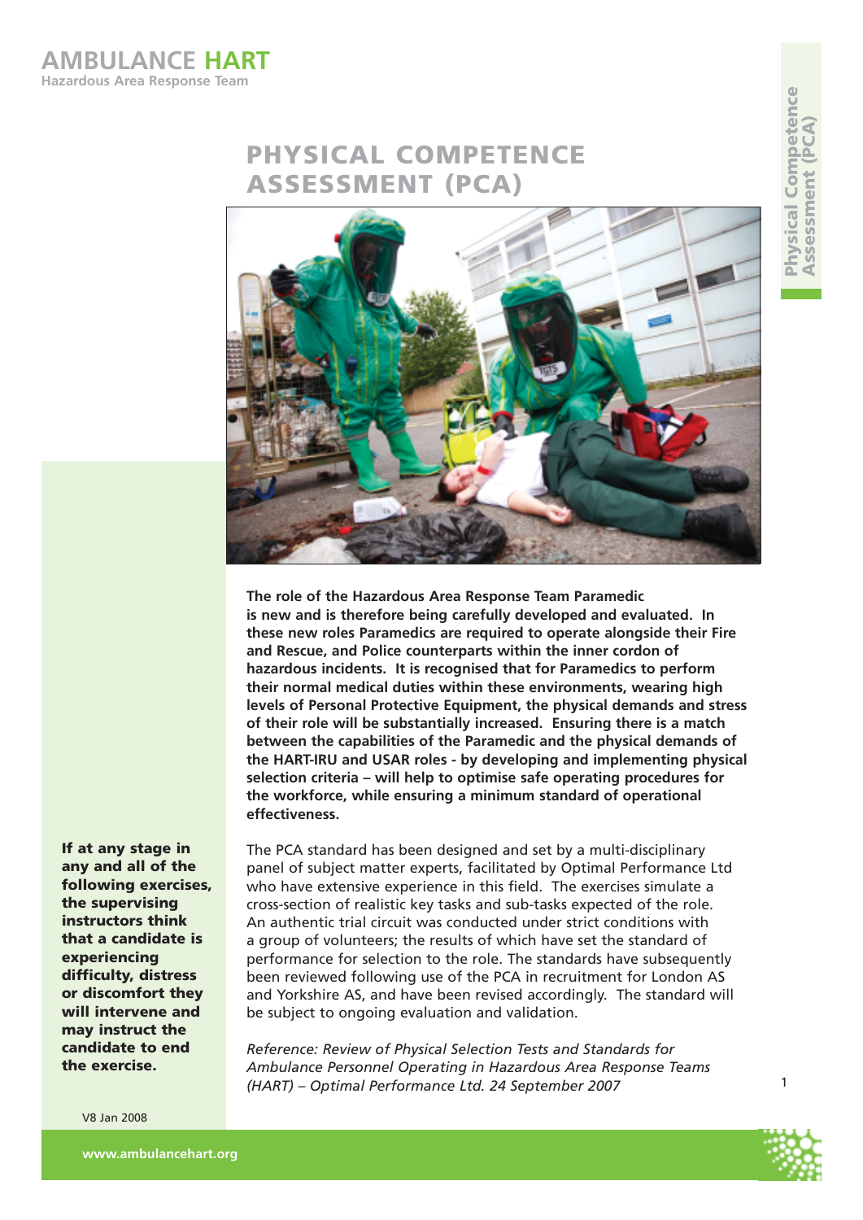# AMBULANCE HART

Hazardous Area Response Team

## PHYSICAL COMPETENCE ASSESSMENT (PCA)

**The role of the Hazardous Area Response Team Paramedic is new and is therefore being carefully developed and evaluated. In these new roles Paramedics are required to operate alongside their Fire and Rescue, and Police counterparts within the inner cordon of hazardous incidents. It is recognised that for Paramedics to perform their normal medical duties within these environments, wearing high levels of Personal Protective Equipment, the physical demands and stress of their role will be substantially increased. Ensuring there is a match between the capabilities of the Paramedic and the physical demands of the HART-IRU and USAR roles - by developing and implementing physical selection criteria – will help to optimise safe operating procedures for the workforce, while ensuring a minimum standard of operational effectiveness.**

The PCA standard has been designed and set by a multi-disciplinary panel of subject matter experts, facilitated by Optimal Performance Ltd who have extensive experience in this field. The exercises simulate a cross-section of realistic key tasks and sub-tasks expected of the role. An authentic trial circuit was conducted under strict conditions with a group of volunteers; the results of which have set the standard of performance for selection to the role. The standards have subsequently been reviewed following use of the PCA in recruitment for London AS and Yorkshire AS, and have been revised accordingly. The standard will be subject to ongoing evaluation and validation.

*Reference: Review of Physical Selection Tests and Standards for Ambulance Personnel Operating in Hazardous Area Response Teams (HART) – Optimal Performance Ltd. 24 September 2007*

**If at any stage in any and all of the following exercises, the supervising instructors think that a candidate is experiencing difficulty, distress or discomfort they will intervene and may instruct the candidate to end the exercise.**

V8 Jan 2008

www.ambulancehart.org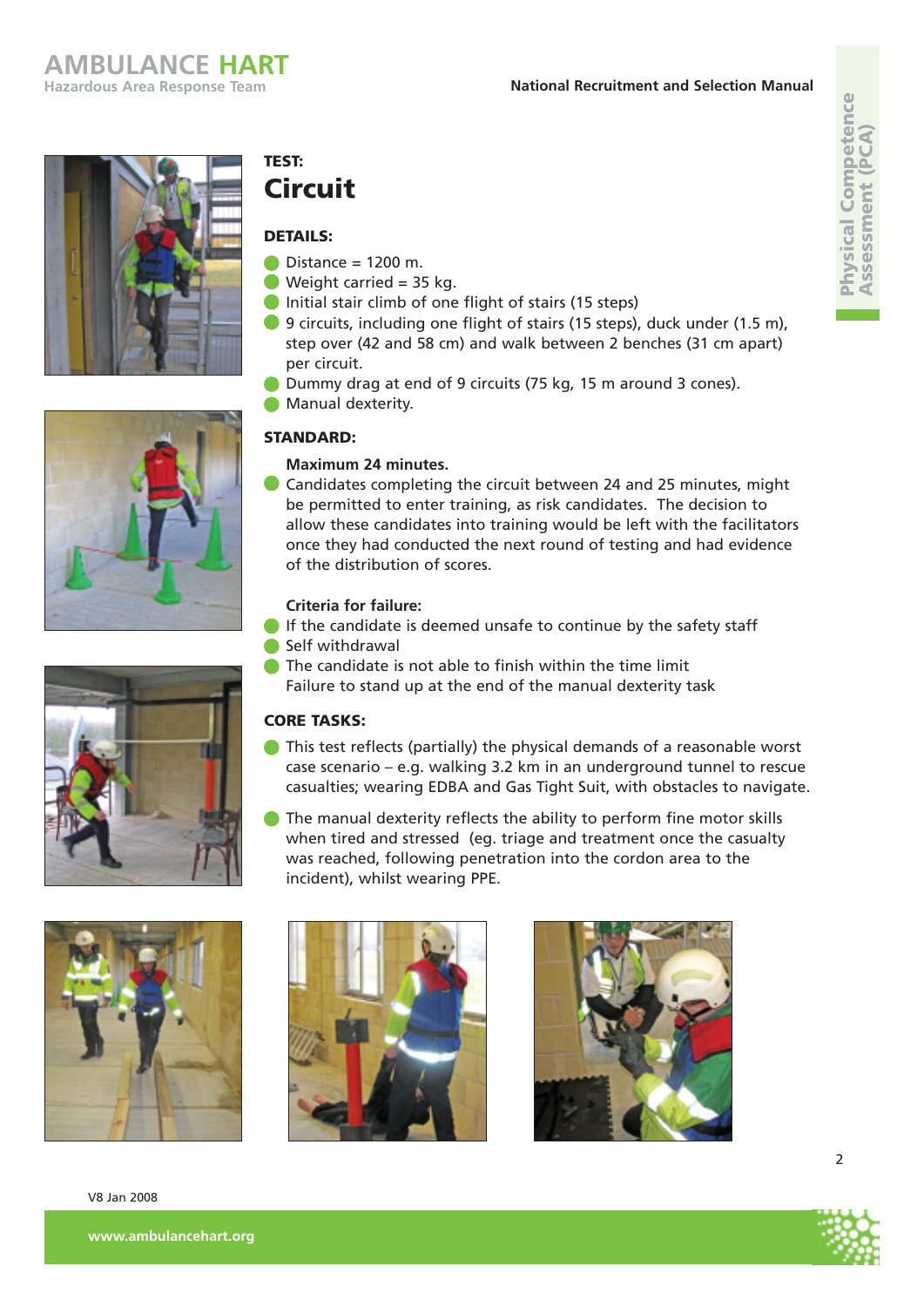TEST:

# Circuit

### DETAILS:

- Distance = 1200 m.
- Weight carried = 35 kg.
- Initial stair climb of one flight of stairs (15 steps)
- 9 circuits, including one flight of stairs (15 steps), duck under (1.5 m), step over (42 and 58 cm) and walk between 2 benches (31 cm apart) per circuit.
- Dummy drag at end of 9 circuits (75 kg, 15 m around 3 cones).
- Manual dexterity.

### STANDARD:

**Maximum 24 minutes.**

- Candidates completing the circuit between 24 and 25 minutes, might be permitted to enter training, as risk candidates. The decision to allow these candidates into training would be left with the facilitators once they had conducted the next round of testing and had evidence of the distribution of scores.

**Criteria for failure:**

- If the candidate is deemed unsafe to continue by the safety staff
- Self withdrawal
- The candidate is not able to finish within the time limit
  Failure to stand up at the end of the manual dexterity task

### CORE TASKS:

- This test reflects (partially) the physical demands of a reasonable worst case scenario – e.g. walking 3.2 km in an underground tunnel to rescue casualties; wearing EDBA and Gas Tight Suit, with obstacles to navigate.
- The manual dexterity reflects the ability to perform fine motor skills when tired and stressed (eg. triage and treatment once the casualty was reached, following penetration into the cordon area to the incident), whilst wearing PPE.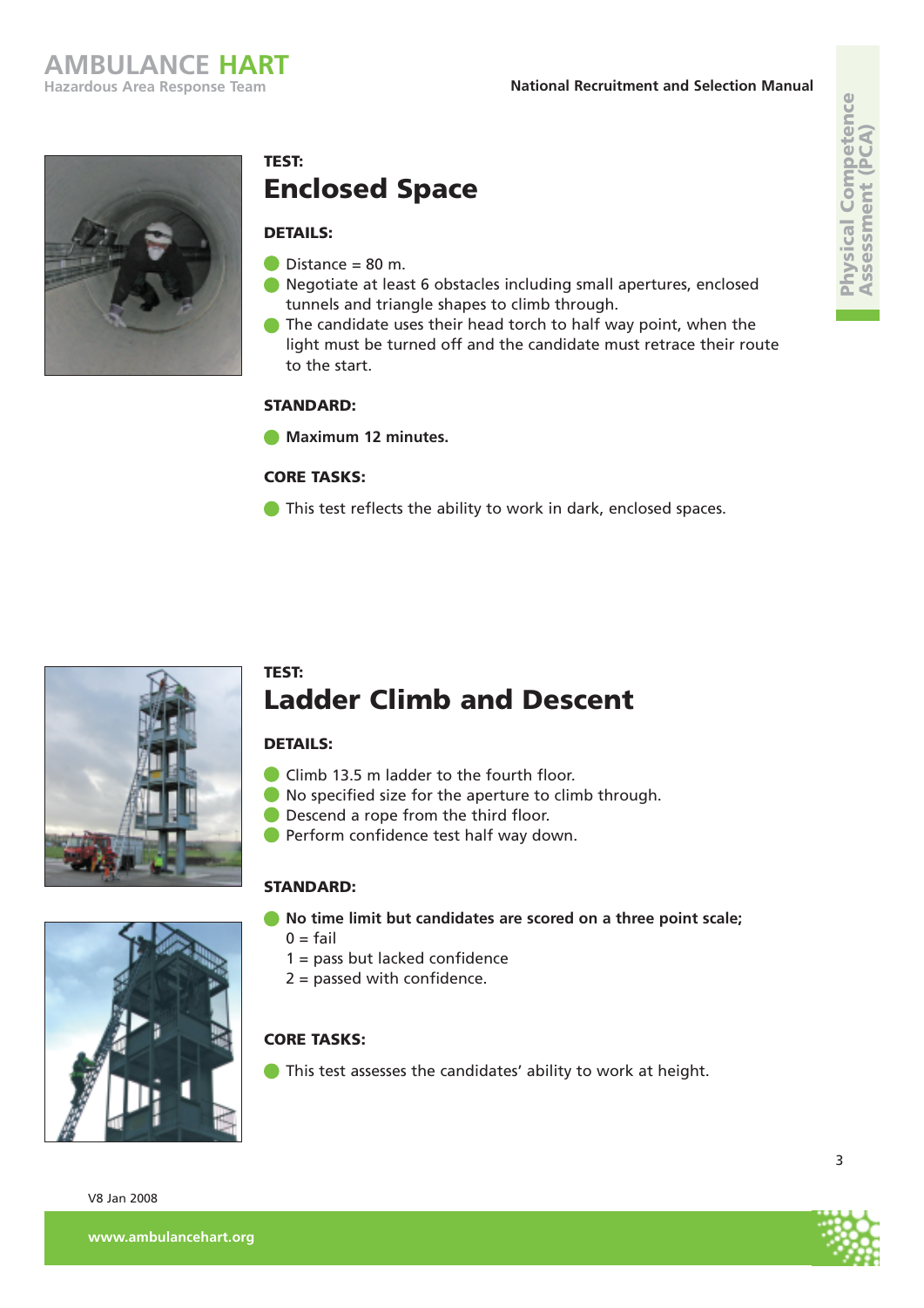TEST:

## Enclosed Space

### DETAILS:

- Distance = 80 m.
- Negotiate at least 6 obstacles including small apertures, enclosed tunnels and triangle shapes to climb through.
- The candidate uses their head torch to half way point, when the light must be turned off and the candidate must retrace their route to the start.

### STANDARD:

- **Maximum 12 minutes.**

### CORE TASKS:

- This test reflects the ability to work in dark, enclosed spaces.

TEST:

## Ladder Climb and Descent

### DETAILS:

- Climb 13.5 m ladder to the fourth floor.
- No specified size for the aperture to climb through.
- Descend a rope from the third floor.
- Perform confidence test half way down.

### STANDARD:

- **No time limit but candidates are scored on a three point scale;**
  0 = fail
  1 = pass but lacked confidence
  2 = passed with confidence.

### CORE TASKS:

- This test assesses the candidates' ability to work at height.